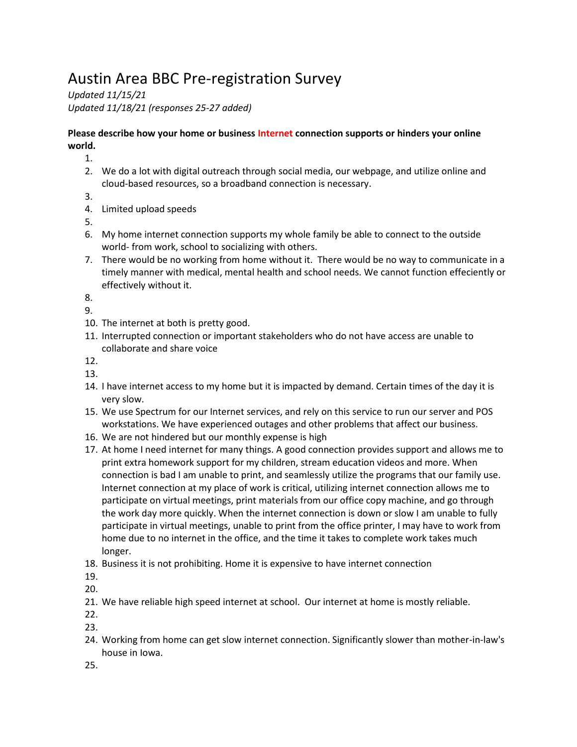# Austin Area BBC Pre-registration Survey

*Updated 11/15/21*
*Updated 11/18/21 (responses 25-27 added)*

**Please describe how your home or business Internet connection supports or hinders your online world.**

1. 
2. We do a lot with digital outreach through social media, our webpage, and utilize online and cloud-based resources, so a broadband connection is necessary.
3. 
4. Limited upload speeds
5. 
6. My home internet connection supports my whole family be able to connect to the outside world- from work, school to socializing with others.
7. There would be no working from home without it. There would be no way to communicate in a timely manner with medical, mental health and school needs. We cannot function effeciently or effectively without it.
8. 
9. 
10. The internet at both is pretty good.
11. Interrupted connection or important stakeholders who do not have access are unable to collaborate and share voice
12. 
13. 
14. I have internet access to my home but it is impacted by demand. Certain times of the day it is very slow.
15. We use Spectrum for our Internet services, and rely on this service to run our server and POS workstations. We have experienced outages and other problems that affect our business.
16. We are not hindered but our monthly expense is high
17. At home I need internet for many things. A good connection provides support and allows me to print extra homework support for my children, stream education videos and more. When connection is bad I am unable to print, and seamlessly utilize the programs that our family use. Internet connection at my place of work is critical, utilizing internet connection allows me to participate on virtual meetings, print materials from our office copy machine, and go through the work day more quickly. When the internet connection is down or slow I am unable to fully participate in virtual meetings, unable to print from the office printer, I may have to work from home due to no internet in the office, and the time it takes to complete work takes much longer.
18. Business it is not prohibiting. Home it is expensive to have internet connection
19. 
20. 
21. We have reliable high speed internet at school. Our internet at home is mostly reliable.
22. 
23. 
24. Working from home can get slow internet connection. Significantly slower than mother-in-law's house in Iowa.
25.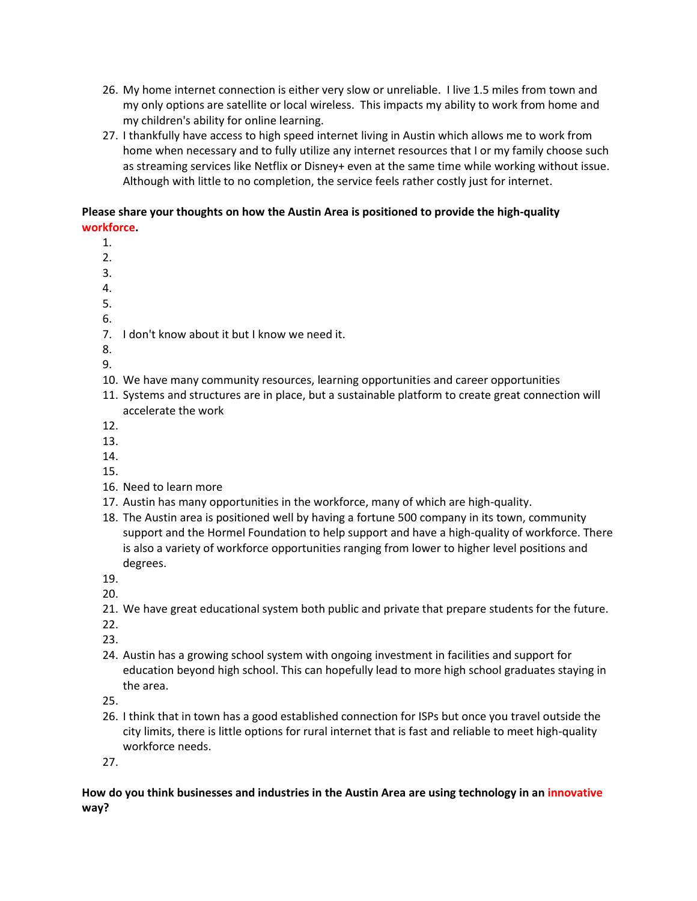26. My home internet connection is either very slow or unreliable.  I live 1.5 miles from town and my only options are satellite or local wireless.  This impacts my ability to work from home and my children's ability for online learning.
27. I thankfully have access to high speed internet living in Austin which allows me to work from home when necessary and to fully utilize any internet resources that I or my family choose such as streaming services like Netflix or Disney+ even at the same time while working without issue. Although with little to no completion, the service feels rather costly just for internet.

**Please share your thoughts on how the Austin Area is positioned to provide the high-quality workforce.**

1. 
2. 
3. 
4. 
5. 
6. 
7. I don't know about it but I know we need it.
8. 
9. 
10. We have many community resources, learning opportunities and career opportunities
11. Systems and structures are in place, but a sustainable platform to create great connection will accelerate the work
12. 
13. 
14. 
15. 
16. Need to learn more
17. Austin has many opportunities in the workforce, many of which are high-quality.
18. The Austin area is positioned well by having a fortune 500 company in its town, community support and the Hormel Foundation to help support and have a high-quality of workforce. There is also a variety of workforce opportunities ranging from lower to higher level positions and degrees.
19. 
20. 
21. We have great educational system both public and private that prepare students for the future.
22. 
23. 
24. Austin has a growing school system with ongoing investment in facilities and support for education beyond high school. This can hopefully lead to more high school graduates staying in the area.
25. 
26. I think that in town has a good established connection for ISPs but once you travel outside the city limits, there is little options for rural internet that is fast and reliable to meet high-quality workforce needs.
27. 

**How do you think businesses and industries in the Austin Area are using technology in an innovative way?**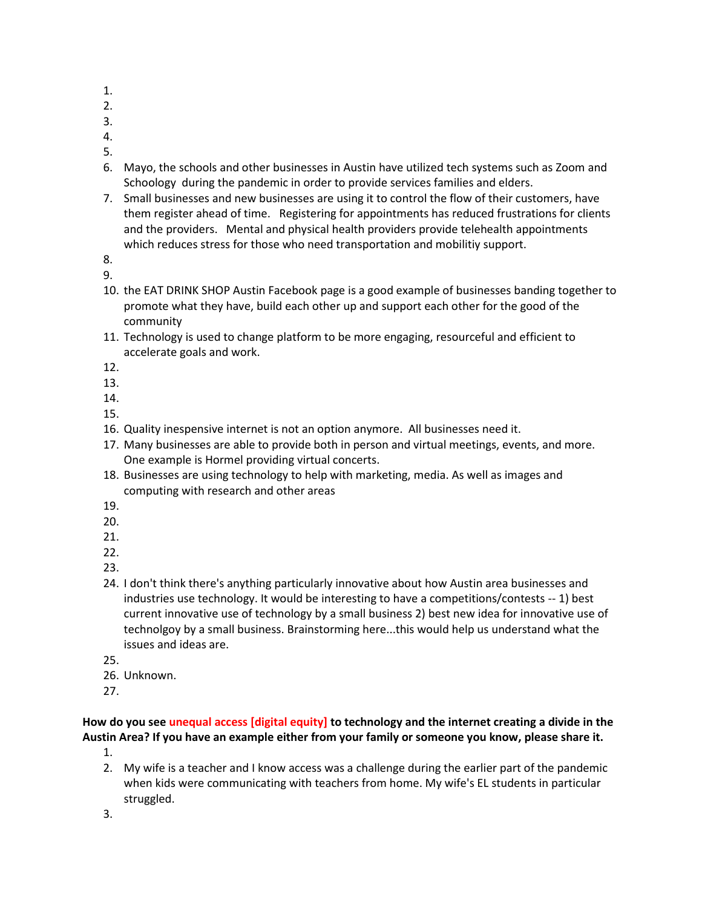1.
2.
3.
4.
5.
6. Mayo, the schools and other businesses in Austin have utilized tech systems such as Zoom and Schoology during the pandemic in order to provide services families and elders.
7. Small businesses and new businesses are using it to control the flow of their customers, have them register ahead of time. Registering for appointments has reduced frustrations for clients and the providers. Mental and physical health providers provide telehealth appointments which reduces stress for those who need transportation and mobilitiy support.
8.
9.
10. the EAT DRINK SHOP Austin Facebook page is a good example of businesses banding together to promote what they have, build each other up and support each other for the good of the community
11. Technology is used to change platform to be more engaging, resourceful and efficient to accelerate goals and work.
12.
13.
14.
15.
16. Quality inespensive internet is not an option anymore. All businesses need it.
17. Many businesses are able to provide both in person and virtual meetings, events, and more. One example is Hormel providing virtual concerts.
18. Businesses are using technology to help with marketing, media. As well as images and computing with research and other areas
19.
20.
21.
22.
23.
24. I don't think there's anything particularly innovative about how Austin area businesses and industries use technology. It would be interesting to have a competitions/contests -- 1) best current innovative use of technology by a small business 2) best new idea for innovative use of technolgoy by a small business. Brainstorming here...this would help us understand what the issues and ideas are.
25.
26. Unknown.
27.

**How do you see unequal access [digital equity] to technology and the internet creating a divide in the Austin Area? If you have an example either from your family or someone you know, please share it.**

1.
2. My wife is a teacher and I know access was a challenge during the earlier part of the pandemic when kids were communicating with teachers from home. My wife's EL students in particular struggled.
3.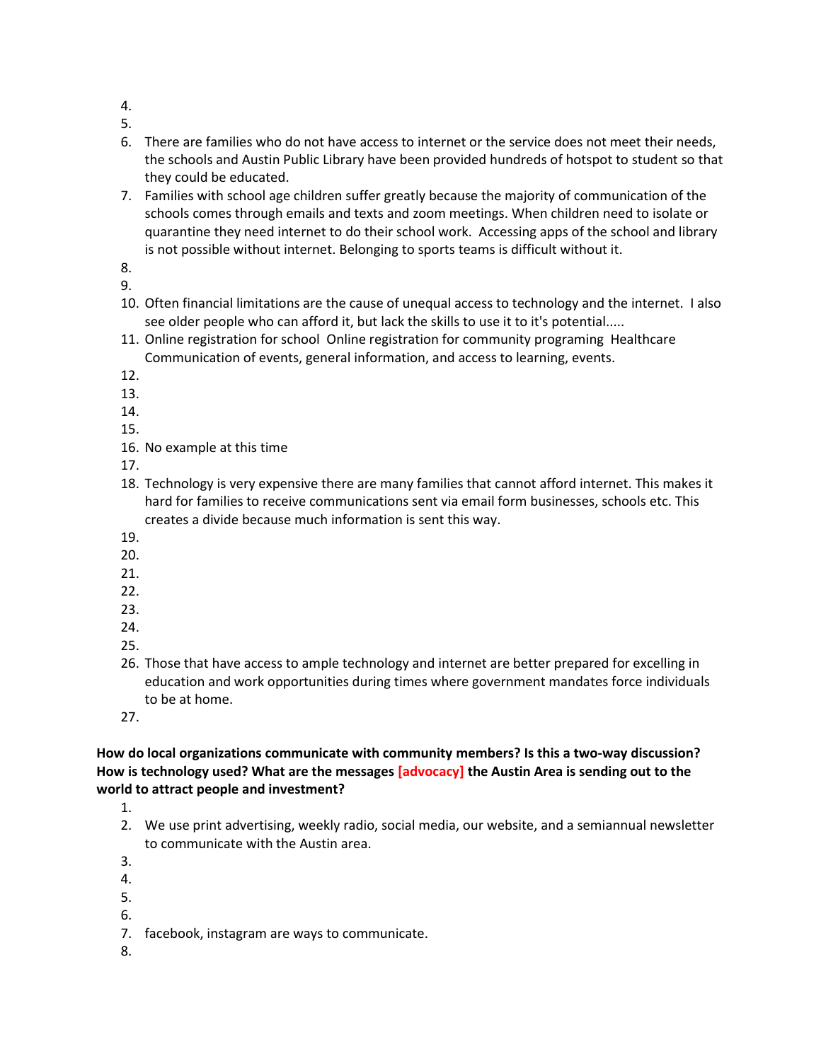4.
5.
6. There are families who do not have access to internet or the service does not meet their needs, the schools and Austin Public Library have been provided hundreds of hotspot to student so that they could be educated.
7. Families with school age children suffer greatly because the majority of communication of the schools comes through emails and texts and zoom meetings. When children need to isolate or quarantine they need internet to do their school work. Accessing apps of the school and library is not possible without internet. Belonging to sports teams is difficult without it.
8.
9.
10. Often financial limitations are the cause of unequal access to technology and the internet. I also see older people who can afford it, but lack the skills to use it to it's potential.....
11. Online registration for school Online registration for community programing Healthcare Communication of events, general information, and access to learning, events.
12.
13.
14.
15.
16. No example at this time
17.
18. Technology is very expensive there are many families that cannot afford internet. This makes it hard for families to receive communications sent via email form businesses, schools etc. This creates a divide because much information is sent this way.
19.
20.
21.
22.
23.
24.
25.
26. Those that have access to ample technology and internet are better prepared for excelling in education and work opportunities during times where government mandates force individuals to be at home.
27.

**How do local organizations communicate with community members? Is this a two-way discussion? How is technology used? What are the messages [advocacy] the Austin Area is sending out to the world to attract people and investment?**

1.
2. We use print advertising, weekly radio, social media, our website, and a semiannual newsletter to communicate with the Austin area.
3.
4.
5.
6.
7. facebook, instagram are ways to communicate.
8.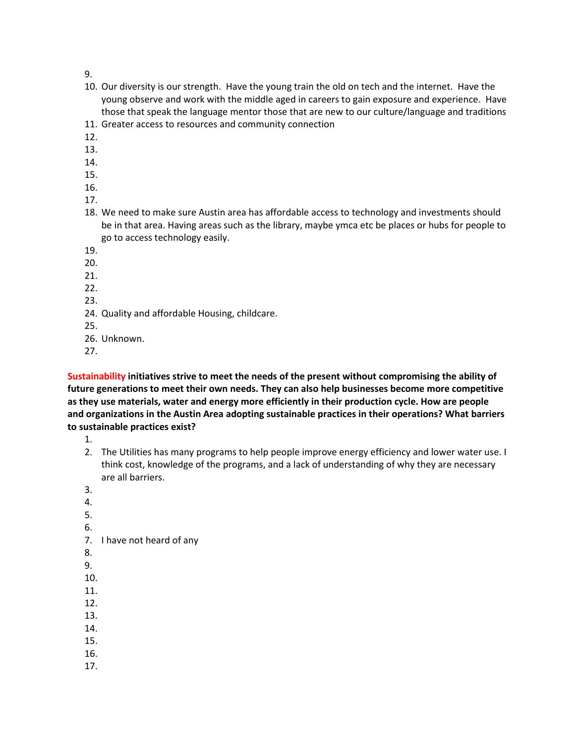9.
10. Our diversity is our strength.  Have the young train the old on tech and the internet.  Have the young observe and work with the middle aged in careers to gain exposure and experience.  Have those that speak the language mentor those that are new to our culture/language and traditions
11. Greater access to resources and community connection
12.
13.
14.
15.
16.
17.
18. We need to make sure Austin area has affordable access to technology and investments should be in that area. Having areas such as the library, maybe ymca etc be places or hubs for people to go to access technology easily.
19.
20.
21.
22.
23.
24. Quality and affordable Housing, childcare.
25.
26. Unknown.
27.

**Sustainability initiatives strive to meet the needs of the present without compromising the ability of future generations to meet their own needs. They can also help businesses become more competitive as they use materials, water and energy more efficiently in their production cycle. How are people and organizations in the Austin Area adopting sustainable practices in their operations? What barriers to sustainable practices exist?**

1.
2. The Utilities has many programs to help people improve energy efficiency and lower water use. I think cost, knowledge of the programs, and a lack of understanding of why they are necessary are all barriers.
3.
4.
5.
6.
7. I have not heard of any
8.
9.
10.
11.
12.
13.
14.
15.
16.
17.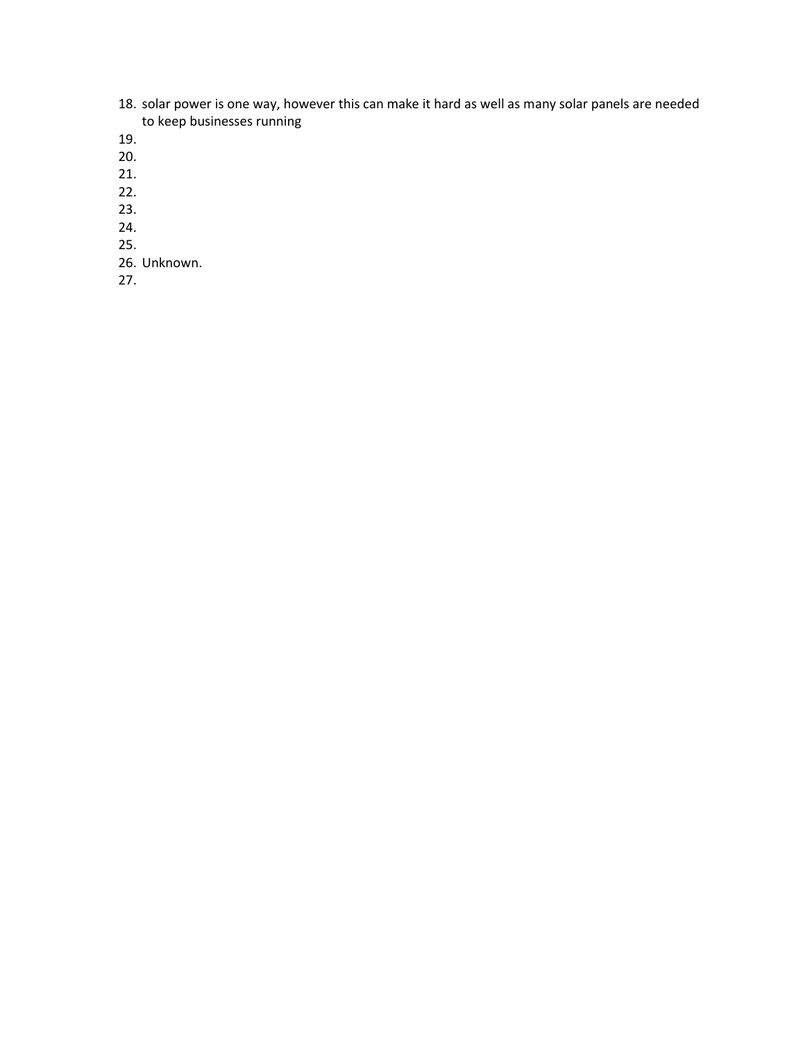18. solar power is one way, however this can make it hard as well as many solar panels are needed to keep businesses running
19. 
20. 
21. 
22. 
23. 
24. 
25. 
26. Unknown.
27.